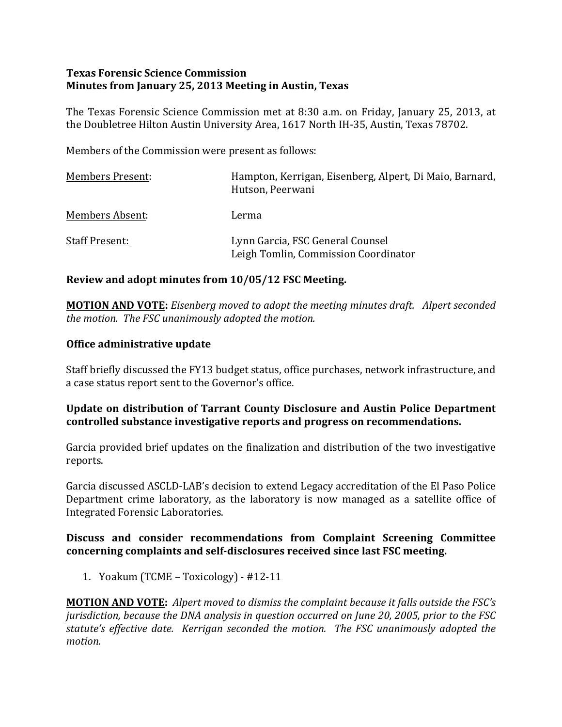**Texas Forensic Science Commission**
**Minutes from January 25, 2013 Meeting in Austin, Texas**

The Texas Forensic Science Commission met at 8:30 a.m. on Friday, January 25, 2013, at the Doubletree Hilton Austin University Area, 1617 North IH-35, Austin, Texas 78702.

Members of the Commission were present as follows:

| | |
|---|---|
| Members Present: | Hampton, Kerrigan, Eisenberg, Alpert, Di Maio, Barnard, Hutson, Peerwani |
| Members Absent: | Lerma |
| Staff Present: | Lynn Garcia, FSC General Counsel<br>Leigh Tomlin, Commission Coordinator |

**Review and adopt minutes from 10/05/12 FSC Meeting.**

**MOTION AND VOTE:** *Eisenberg moved to adopt the meeting minutes draft. Alpert seconded the motion. The FSC unanimously adopted the motion.*

**Office administrative update**

Staff briefly discussed the FY13 budget status, office purchases, network infrastructure, and a case status report sent to the Governor's office.

**Update on distribution of Tarrant County Disclosure and Austin Police Department controlled substance investigative reports and progress on recommendations.**

Garcia provided brief updates on the finalization and distribution of the two investigative reports.

Garcia discussed ASCLD-LAB's decision to extend Legacy accreditation of the El Paso Police Department crime laboratory, as the laboratory is now managed as a satellite office of Integrated Forensic Laboratories.

**Discuss and consider recommendations from Complaint Screening Committee concerning complaints and self-disclosures received since last FSC meeting.**

1. Yoakum (TCME – Toxicology) - #12-11

**MOTION AND VOTE:** *Alpert moved to dismiss the complaint because it falls outside the FSC's jurisdiction, because the DNA analysis in question occurred on June 20, 2005, prior to the FSC statute's effective date. Kerrigan seconded the motion. The FSC unanimously adopted the motion.*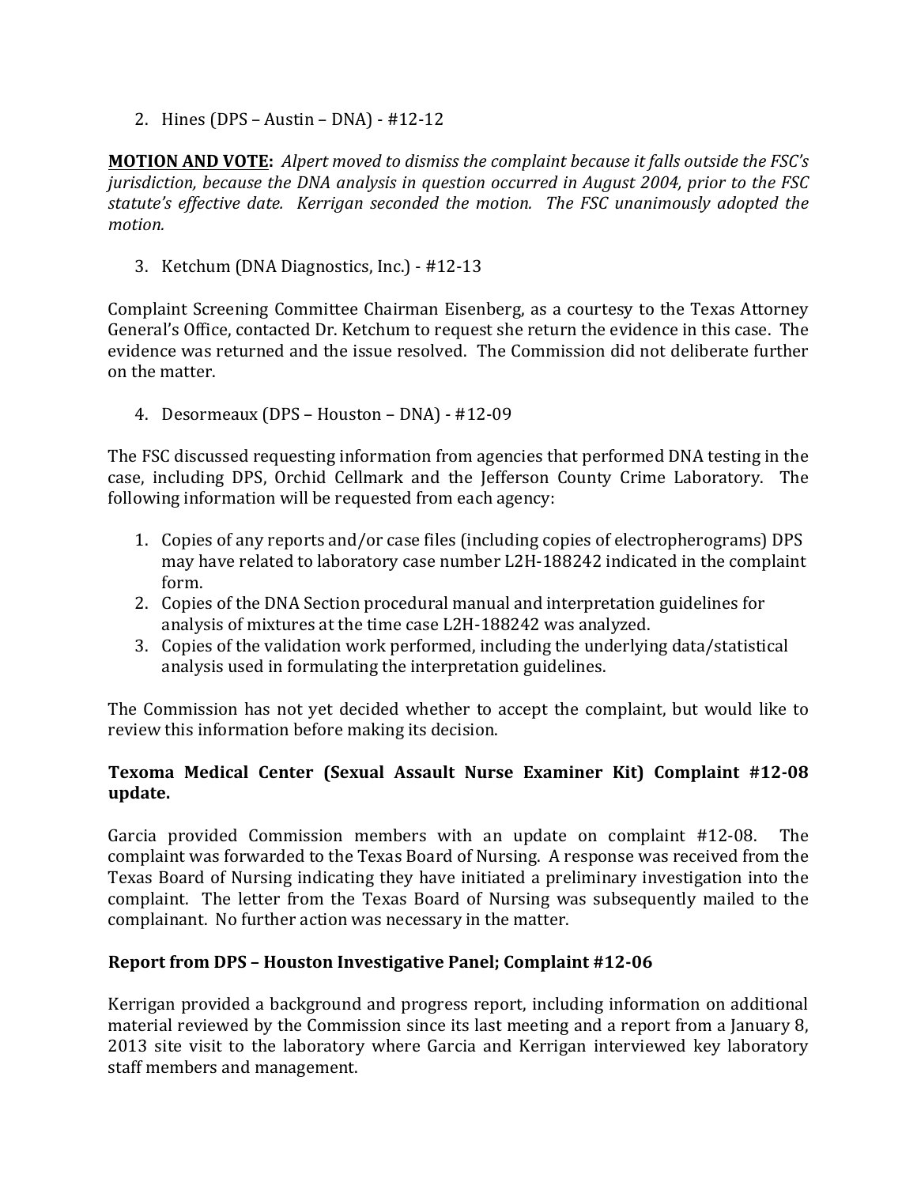2. Hines (DPS – Austin – DNA) - #12-12

**MOTION AND VOTE:** *Alpert moved to dismiss the complaint because it falls outside the FSC's jurisdiction, because the DNA analysis in question occurred in August 2004, prior to the FSC statute's effective date. Kerrigan seconded the motion. The FSC unanimously adopted the motion.*

3. Ketchum (DNA Diagnostics, Inc.) - #12-13

Complaint Screening Committee Chairman Eisenberg, as a courtesy to the Texas Attorney General's Office, contacted Dr. Ketchum to request she return the evidence in this case. The evidence was returned and the issue resolved. The Commission did not deliberate further on the matter.

4. Desormeaux (DPS – Houston – DNA) - #12-09

The FSC discussed requesting information from agencies that performed DNA testing in the case, including DPS, Orchid Cellmark and the Jefferson County Crime Laboratory. The following information will be requested from each agency:

1. Copies of any reports and/or case files (including copies of electropherograms) DPS may have related to laboratory case number L2H-188242 indicated in the complaint form.
2. Copies of the DNA Section procedural manual and interpretation guidelines for analysis of mixtures at the time case L2H-188242 was analyzed.
3. Copies of the validation work performed, including the underlying data/statistical analysis used in formulating the interpretation guidelines.

The Commission has not yet decided whether to accept the complaint, but would like to review this information before making its decision.

**Texoma Medical Center (Sexual Assault Nurse Examiner Kit) Complaint #12-08 update.**

Garcia provided Commission members with an update on complaint #12-08. The complaint was forwarded to the Texas Board of Nursing. A response was received from the Texas Board of Nursing indicating they have initiated a preliminary investigation into the complaint. The letter from the Texas Board of Nursing was subsequently mailed to the complainant. No further action was necessary in the matter.

**Report from DPS – Houston Investigative Panel; Complaint #12-06**

Kerrigan provided a background and progress report, including information on additional material reviewed by the Commission since its last meeting and a report from a January 8, 2013 site visit to the laboratory where Garcia and Kerrigan interviewed key laboratory staff members and management.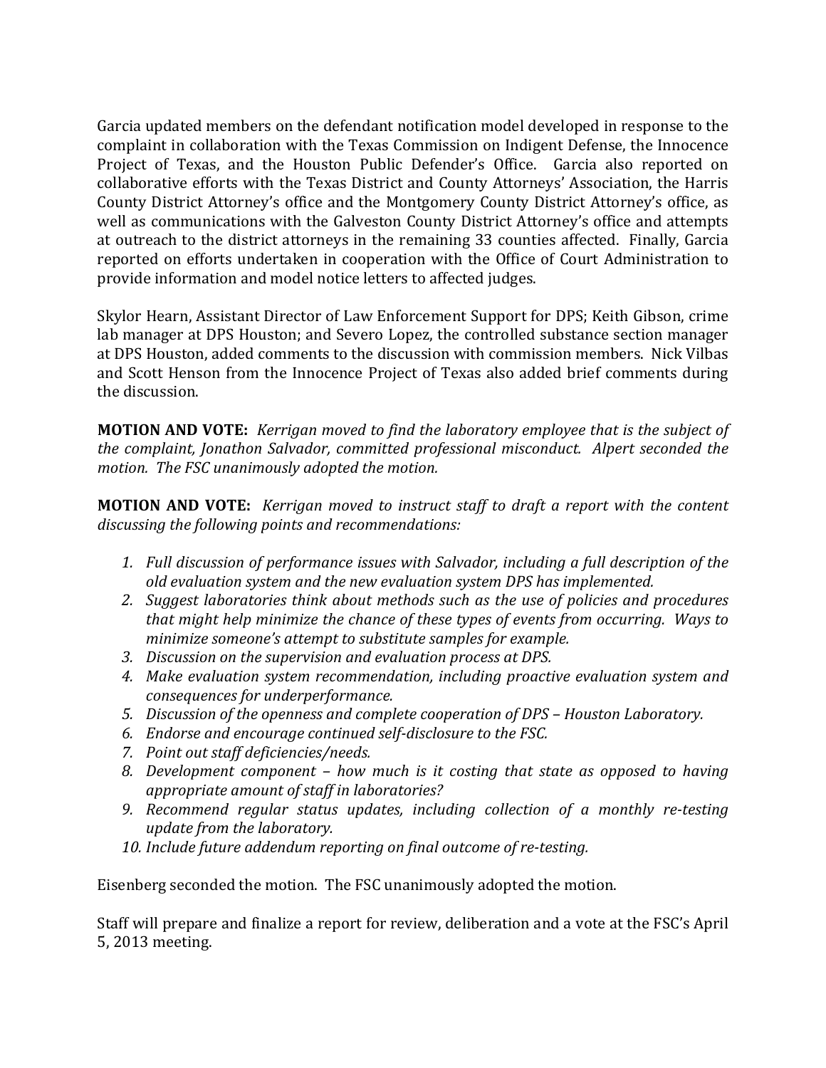Garcia updated members on the defendant notification model developed in response to the complaint in collaboration with the Texas Commission on Indigent Defense, the Innocence Project of Texas, and the Houston Public Defender's Office. Garcia also reported on collaborative efforts with the Texas District and County Attorneys' Association, the Harris County District Attorney's office and the Montgomery County District Attorney's office, as well as communications with the Galveston County District Attorney's office and attempts at outreach to the district attorneys in the remaining 33 counties affected. Finally, Garcia reported on efforts undertaken in cooperation with the Office of Court Administration to provide information and model notice letters to affected judges.

Skylor Hearn, Assistant Director of Law Enforcement Support for DPS; Keith Gibson, crime lab manager at DPS Houston; and Severo Lopez, the controlled substance section manager at DPS Houston, added comments to the discussion with commission members. Nick Vilbas and Scott Henson from the Innocence Project of Texas also added brief comments during the discussion.

**MOTION AND VOTE:** *Kerrigan moved to find the laboratory employee that is the subject of the complaint, Jonathon Salvador, committed professional misconduct. Alpert seconded the motion. The FSC unanimously adopted the motion.*

**MOTION AND VOTE:** *Kerrigan moved to instruct staff to draft a report with the content discussing the following points and recommendations:*

1. *Full discussion of performance issues with Salvador, including a full description of the old evaluation system and the new evaluation system DPS has implemented.*
2. *Suggest laboratories think about methods such as the use of policies and procedures that might help minimize the chance of these types of events from occurring. Ways to minimize someone's attempt to substitute samples for example.*
3. *Discussion on the supervision and evaluation process at DPS.*
4. *Make evaluation system recommendation, including proactive evaluation system and consequences for underperformance.*
5. *Discussion of the openness and complete cooperation of DPS – Houston Laboratory.*
6. *Endorse and encourage continued self-disclosure to the FSC.*
7. *Point out staff deficiencies/needs.*
8. *Development component – how much is it costing that state as opposed to having appropriate amount of staff in laboratories?*
9. *Recommend regular status updates, including collection of a monthly re-testing update from the laboratory.*
10. *Include future addendum reporting on final outcome of re-testing.*

Eisenberg seconded the motion. The FSC unanimously adopted the motion.

Staff will prepare and finalize a report for review, deliberation and a vote at the FSC's April 5, 2013 meeting.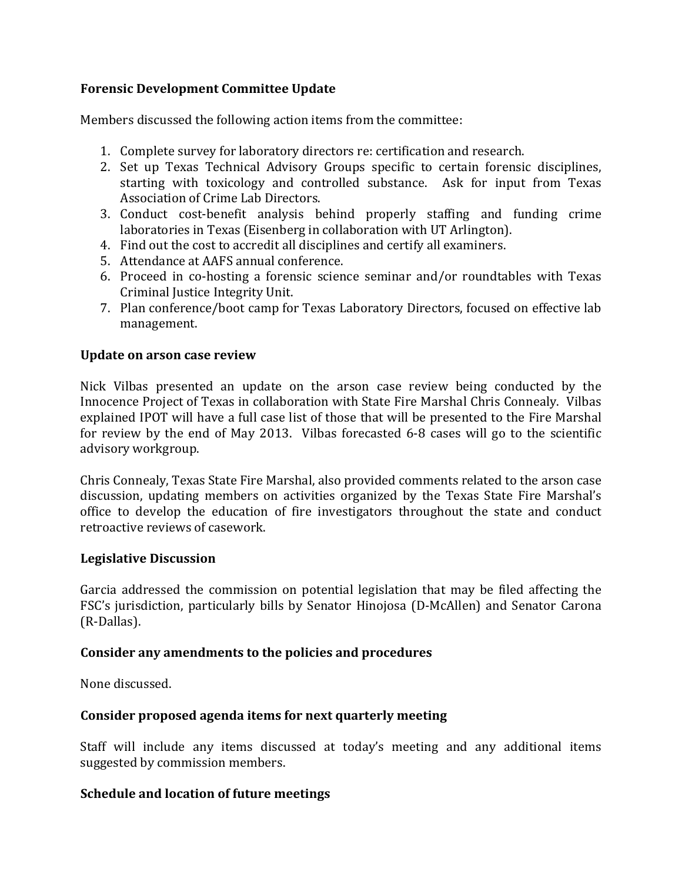**Forensic Development Committee Update**

Members discussed the following action items from the committee:

1. Complete survey for laboratory directors re: certification and research.
2. Set up Texas Technical Advisory Groups specific to certain forensic disciplines, starting with toxicology and controlled substance. Ask for input from Texas Association of Crime Lab Directors.
3. Conduct cost-benefit analysis behind properly staffing and funding crime laboratories in Texas (Eisenberg in collaboration with UT Arlington).
4. Find out the cost to accredit all disciplines and certify all examiners.
5. Attendance at AAFS annual conference.
6. Proceed in co-hosting a forensic science seminar and/or roundtables with Texas Criminal Justice Integrity Unit.
7. Plan conference/boot camp for Texas Laboratory Directors, focused on effective lab management.

**Update on arson case review**

Nick Vilbas presented an update on the arson case review being conducted by the Innocence Project of Texas in collaboration with State Fire Marshal Chris Connealy. Vilbas explained IPOT will have a full case list of those that will be presented to the Fire Marshal for review by the end of May 2013. Vilbas forecasted 6-8 cases will go to the scientific advisory workgroup.

Chris Connealy, Texas State Fire Marshal, also provided comments related to the arson case discussion, updating members on activities organized by the Texas State Fire Marshal's office to develop the education of fire investigators throughout the state and conduct retroactive reviews of casework.

**Legislative Discussion**

Garcia addressed the commission on potential legislation that may be filed affecting the FSC's jurisdiction, particularly bills by Senator Hinojosa (D-McAllen) and Senator Carona (R-Dallas).

**Consider any amendments to the policies and procedures**

None discussed.

**Consider proposed agenda items for next quarterly meeting**

Staff will include any items discussed at today's meeting and any additional items suggested by commission members.

**Schedule and location of future meetings**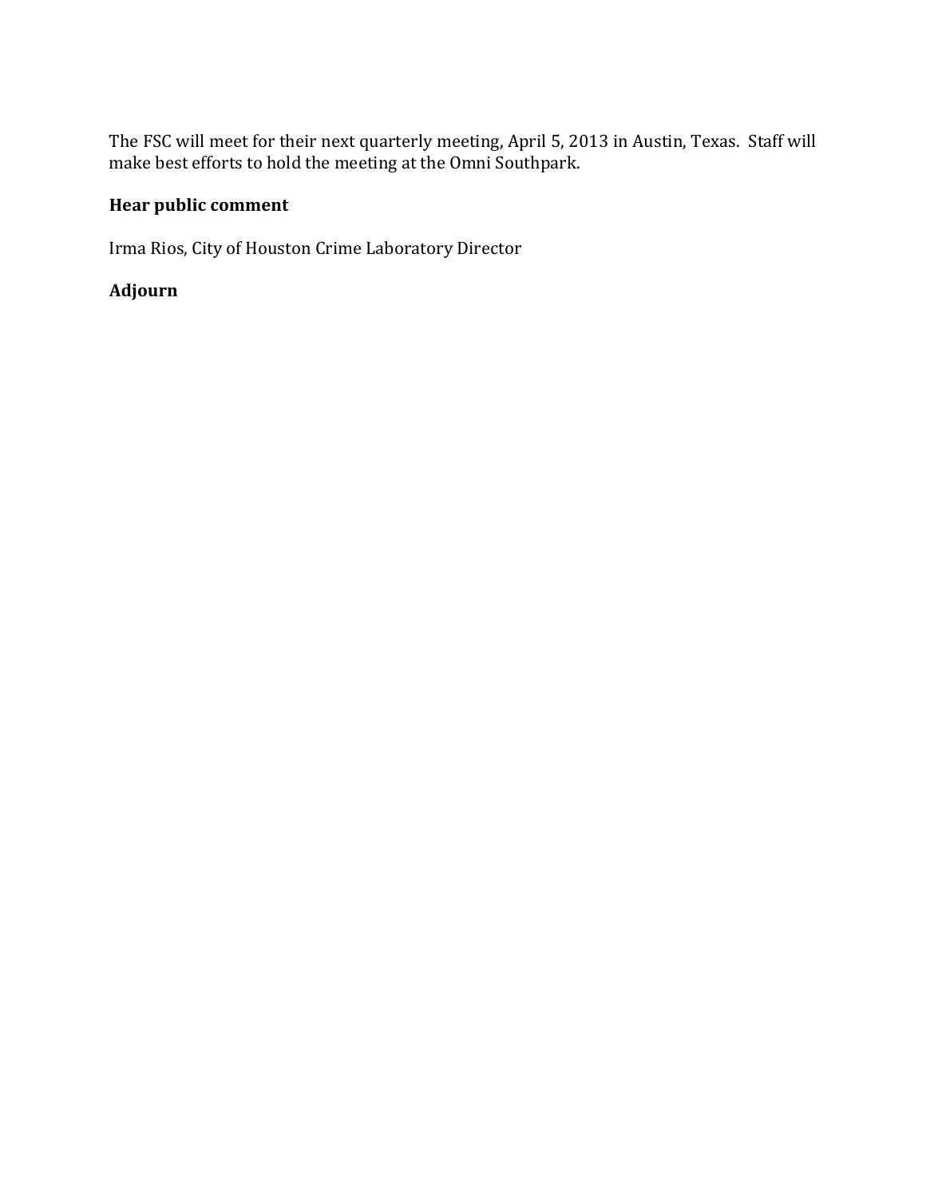The FSC will meet for their next quarterly meeting, April 5, 2013 in Austin, Texas. Staff will make best efforts to hold the meeting at the Omni Southpark.

**Hear public comment**

Irma Rios, City of Houston Crime Laboratory Director

**Adjourn**